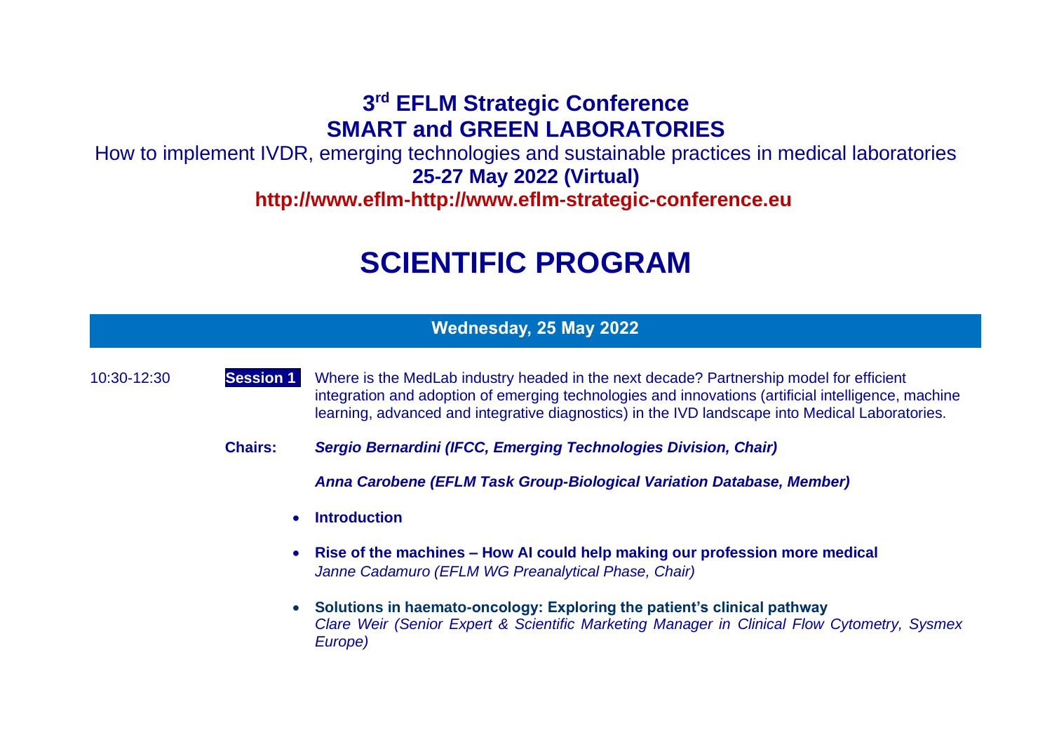# 3rd EFLM Strategic Conference
# SMART and GREEN LABORATORIES

How to implement IVDR, emerging technologies and sustainable practices in medical laboratories

**25-27 May 2022 (Virtual)**

**http://www.eflm-http://www.eflm-strategic-conference.eu**

# SCIENTIFIC PROGRAM

## Wednesday, 25 May 2022

10:30-12:30 **Session 1** Where is the MedLab industry headed in the next decade? Partnership model for efficient integration and adoption of emerging technologies and innovations (artificial intelligence, machine learning, advanced and integrative diagnostics) in the IVD landscape into Medical Laboratories.

**Chairs:** ***Sergio Bernardini (IFCC, Emerging Technologies Division, Chair)***

***Anna Carobene (EFLM Task Group-Biological Variation Database, Member)***

- **Introduction**
- **Rise of the machines – How AI could help making our profession more medical**
  *Janne Cadamuro (EFLM WG Preanalytical Phase, Chair)*
- **Solutions in haemato-oncology: Exploring the patient's clinical pathway**
  *Clare Weir (Senior Expert & Scientific Marketing Manager in Clinical Flow Cytometry, Sysmex Europe)*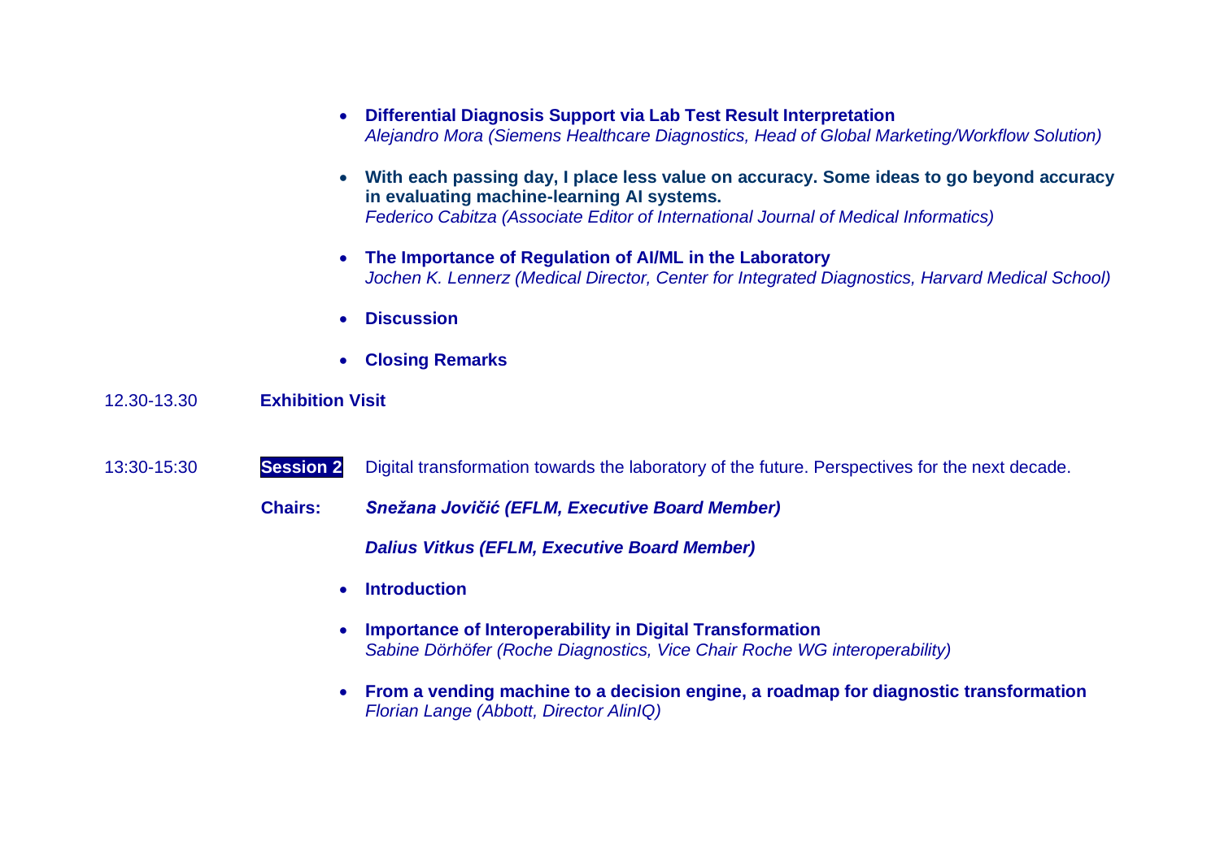- **Differential Diagnosis Support via Lab Test Result Interpretation**
  *Alejandro Mora (Siemens Healthcare Diagnostics, Head of Global Marketing/Workflow Solution)*

- **With each passing day, I place less value on accuracy. Some ideas to go beyond accuracy in evaluating machine-learning AI systems.**
  *Federico Cabitza (Associate Editor of International Journal of Medical Informatics)*

- **The Importance of Regulation of AI/ML in the Laboratory**
  *Jochen K. Lennerz (Medical Director, Center for Integrated Diagnostics, Harvard Medical School)*

- **Discussion**

- **Closing Remarks**

12.30-13.30 **Exhibition Visit**

13:30-15:30 **Session 2** Digital transformation towards the laboratory of the future. Perspectives for the next decade.

**Chairs:** ***Snežana Jovičić (EFLM, Executive Board Member)***

***Dalius Vitkus (EFLM, Executive Board Member)***

- **Introduction**

- **Importance of Interoperability in Digital Transformation**
  *Sabine Dörhöfer (Roche Diagnostics, Vice Chair Roche WG interoperability)*

- **From a vending machine to a decision engine, a roadmap for diagnostic transformation**
  *Florian Lange (Abbott, Director AlinIQ)*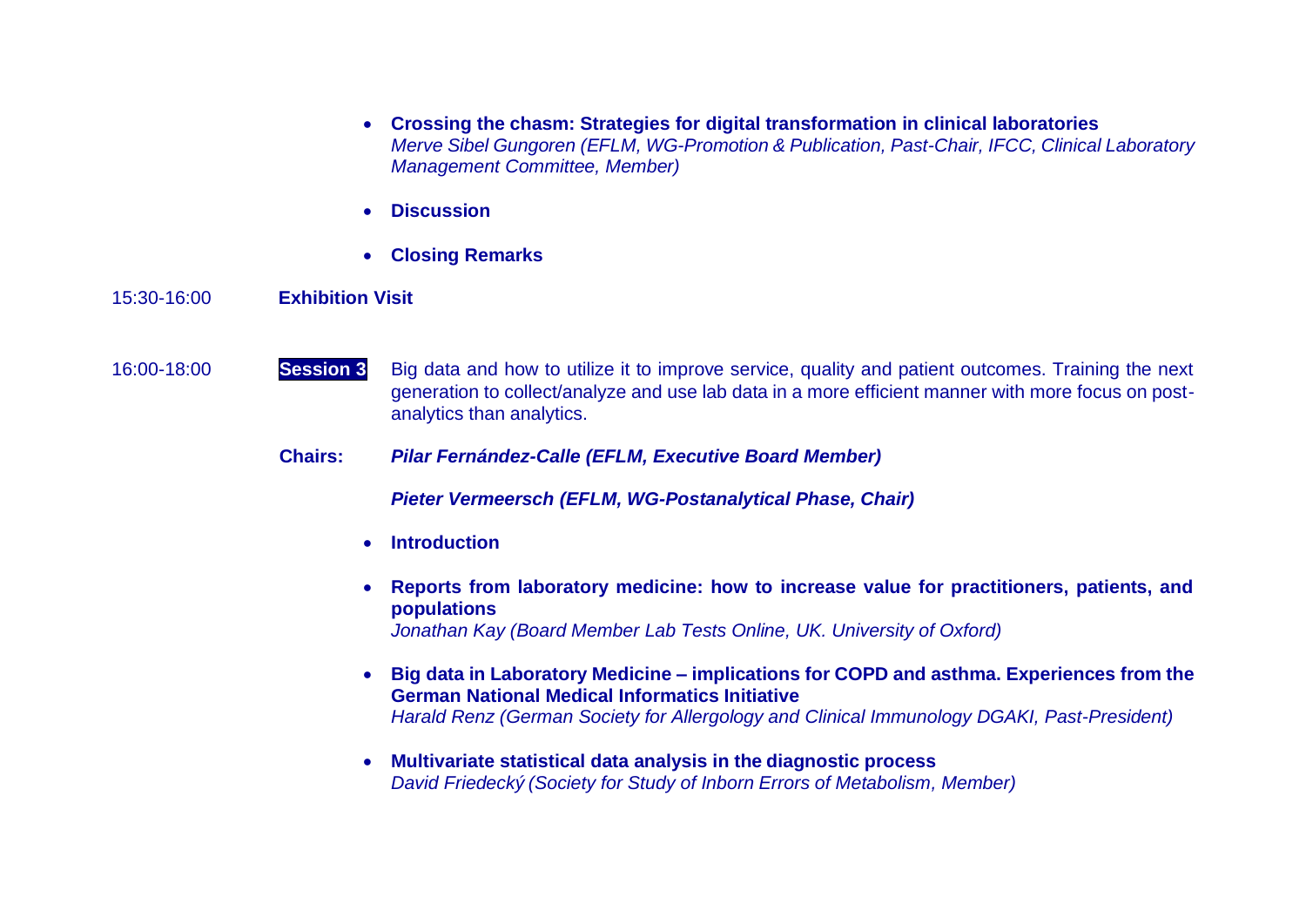- **Crossing the chasm: Strategies for digital transformation in clinical laboratories**
  *Merve Sibel Gungoren (EFLM, WG-Promotion & Publication, Past-Chair, IFCC, Clinical Laboratory Management Committee, Member)*

- **Discussion**

- **Closing Remarks**

15:30-16:00 **Exhibition Visit**

16:00-18:00 **Session 3** Big data and how to utilize it to improve service, quality and patient outcomes. Training the next generation to collect/analyze and use lab data in a more efficient manner with more focus on post-analytics than analytics.

**Chairs:** ***Pilar Fernández-Calle (EFLM, Executive Board Member)***

***Pieter Vermeersch (EFLM, WG-Postanalytical Phase, Chair)***

- **Introduction**

- **Reports from laboratory medicine: how to increase value for practitioners, patients, and populations**
  *Jonathan Kay (Board Member Lab Tests Online, UK. University of Oxford)*

- **Big data in Laboratory Medicine – implications for COPD and asthma. Experiences from the German National Medical Informatics Initiative**
  *Harald Renz (German Society for Allergology and Clinical Immunology DGAKI, Past-President)*

- **Multivariate statistical data analysis in the diagnostic process**
  *David Friedecký (Society for Study of Inborn Errors of Metabolism, Member)*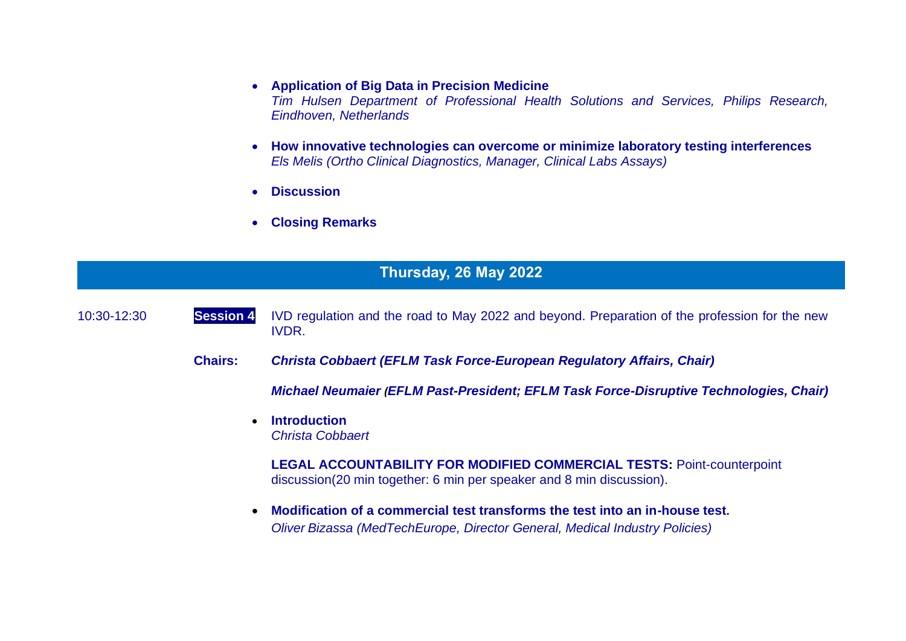- **Application of Big Data in Precision Medicine**
  *Tim Hulsen Department of Professional Health Solutions and Services, Philips Research, Eindhoven, Netherlands*

- **How innovative technologies can overcome or minimize laboratory testing interferences**
  *Els Melis (Ortho Clinical Diagnostics, Manager, Clinical Labs Assays)*

- **Discussion**

- **Closing Remarks**

## Thursday, 26 May 2022

10:30-12:30 **Session 4** IVD regulation and the road to May 2022 and beyond. Preparation of the profession for the new IVDR.

**Chairs:** ***Christa Cobbaert (EFLM Task Force-European Regulatory Affairs, Chair)***

***Michael Neumaier (EFLM Past-President; EFLM Task Force-Disruptive Technologies, Chair)***

- **Introduction**
  *Christa Cobbaert*

**LEGAL ACCOUNTABILITY FOR MODIFIED COMMERCIAL TESTS:** Point-counterpoint discussion(20 min together: 6 min per speaker and 8 min discussion).

- **Modification of a commercial test transforms the test into an in-house test.**
  *Oliver Bizassa (MedTechEurope, Director General, Medical Industry Policies)*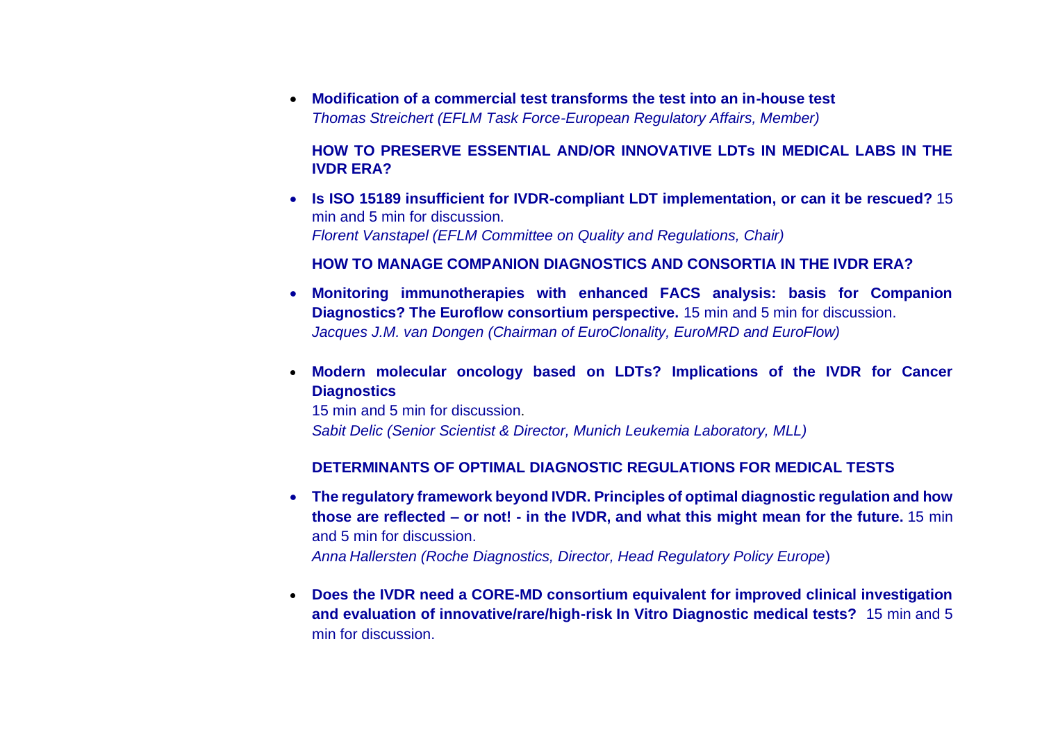- **Modification of a commercial test transforms the test into an in-house test**
  *Thomas Streichert (EFLM Task Force-European Regulatory Affairs, Member)*

**HOW TO PRESERVE ESSENTIAL AND/OR INNOVATIVE LDTs IN MEDICAL LABS IN THE IVDR ERA?**

- **Is ISO 15189 insufficient for IVDR-compliant LDT implementation, or can it be rescued?** 15 min and 5 min for discussion.
  *Florent Vanstapel (EFLM Committee on Quality and Regulations, Chair)*

**HOW TO MANAGE COMPANION DIAGNOSTICS AND CONSORTIA IN THE IVDR ERA?**

- **Monitoring immunotherapies with enhanced FACS analysis: basis for Companion Diagnostics? The Euroflow consortium perspective.** 15 min and 5 min for discussion.
  *Jacques J.M. van Dongen (Chairman of EuroClonality, EuroMRD and EuroFlow)*

- **Modern molecular oncology based on LDTs? Implications of the IVDR for Cancer Diagnostics**
  15 min and 5 min for discussion.
  *Sabit Delic (Senior Scientist & Director, Munich Leukemia Laboratory, MLL)*

**DETERMINANTS OF OPTIMAL DIAGNOSTIC REGULATIONS FOR MEDICAL TESTS**

- **The regulatory framework beyond IVDR. Principles of optimal diagnostic regulation and how those are reflected – or not! - in the IVDR, and what this might mean for the future.** 15 min and 5 min for discussion.
  *Anna Hallersten (Roche Diagnostics, Director, Head Regulatory Policy Europe)*

- **Does the IVDR need a CORE-MD consortium equivalent for improved clinical investigation and evaluation of innovative/rare/high-risk In Vitro Diagnostic medical tests?** 15 min and 5 min for discussion.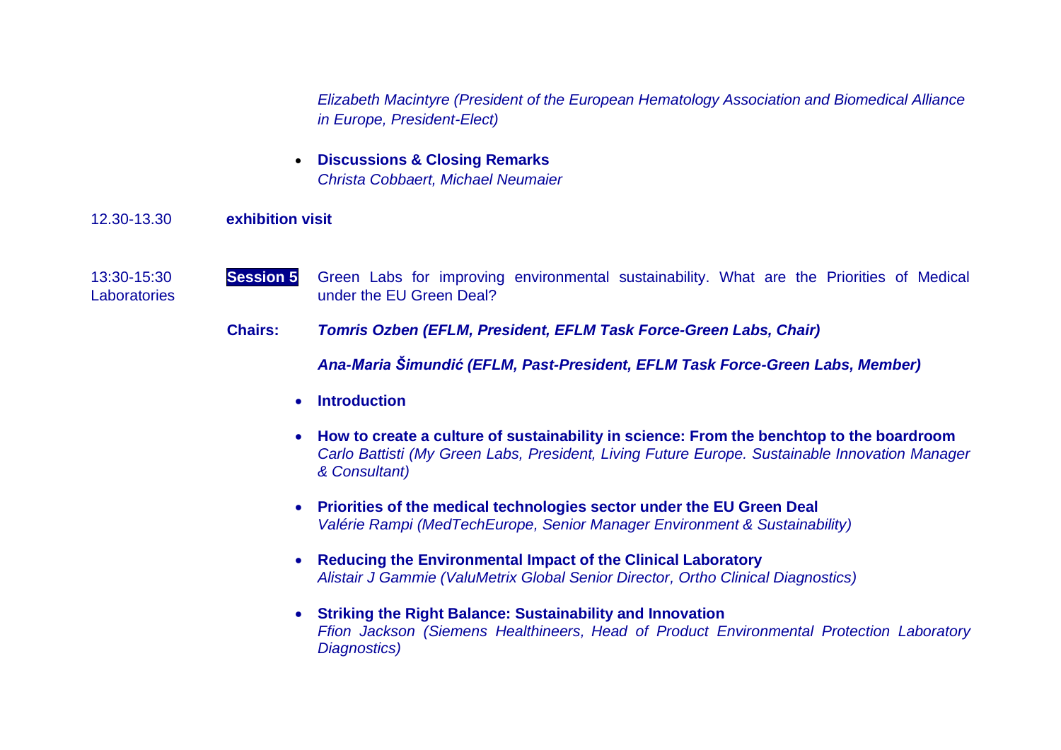*Elizabeth Macintyre (President of the European Hematology Association and Biomedical Alliance in Europe, President-Elect)*

- **Discussions & Closing Remarks**
  *Christa Cobbaert, Michael Neumaier*

12.30-13.30 **exhibition visit**

13:30-15:30 **Session 5** Green Labs for improving environmental sustainability. What are the Priorities of Medical Laboratories under the EU Green Deal?

**Chairs:** ***Tomris Ozben (EFLM, President, EFLM Task Force-Green Labs, Chair)***

***Ana-Maria Šimundić (EFLM, Past-President, EFLM Task Force-Green Labs, Member)***

- **Introduction**
- **How to create a culture of sustainability in science: From the benchtop to the boardroom**
  *Carlo Battisti (My Green Labs, President, Living Future Europe. Sustainable Innovation Manager & Consultant)*
- **Priorities of the medical technologies sector under the EU Green Deal**
  *Valérie Rampi (MedTechEurope, Senior Manager Environment & Sustainability)*
- **Reducing the Environmental Impact of the Clinical Laboratory**
  *Alistair J Gammie (ValuMetrix Global Senior Director, Ortho Clinical Diagnostics)*
- **Striking the Right Balance: Sustainability and Innovation**
  *Ffion Jackson (Siemens Healthineers, Head of Product Environmental Protection Laboratory Diagnostics)*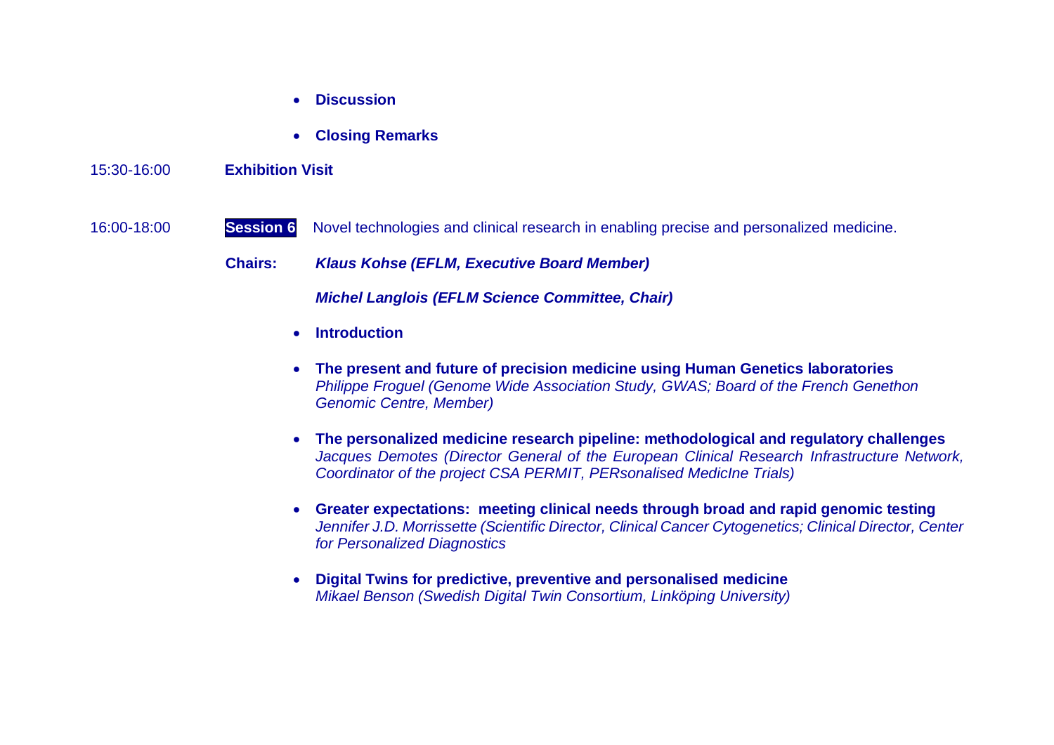- **Discussion**
- **Closing Remarks**

15:30-16:00 **Exhibition Visit**

16:00-18:00 **Session 6** Novel technologies and clinical research in enabling precise and personalized medicine.

**Chairs:** ***Klaus Kohse (EFLM, Executive Board Member)***

***Michel Langlois (EFLM Science Committee, Chair)***

- **Introduction**
- **The present and future of precision medicine using Human Genetics laboratories**
  *Philippe Froguel (Genome Wide Association Study, GWAS; Board of the French Genethon Genomic Centre, Member)*
- **The personalized medicine research pipeline: methodological and regulatory challenges**
  *Jacques Demotes (Director General of the European Clinical Research Infrastructure Network, Coordinator of the project CSA PERMIT, PERsonalised MedicIne Trials)*
- **Greater expectations: meeting clinical needs through broad and rapid genomic testing**
  *Jennifer J.D. Morrissette (Scientific Director, Clinical Cancer Cytogenetics; Clinical Director, Center for Personalized Diagnostics*
- **Digital Twins for predictive, preventive and personalised medicine**
  *Mikael Benson (Swedish Digital Twin Consortium, Linköping University)*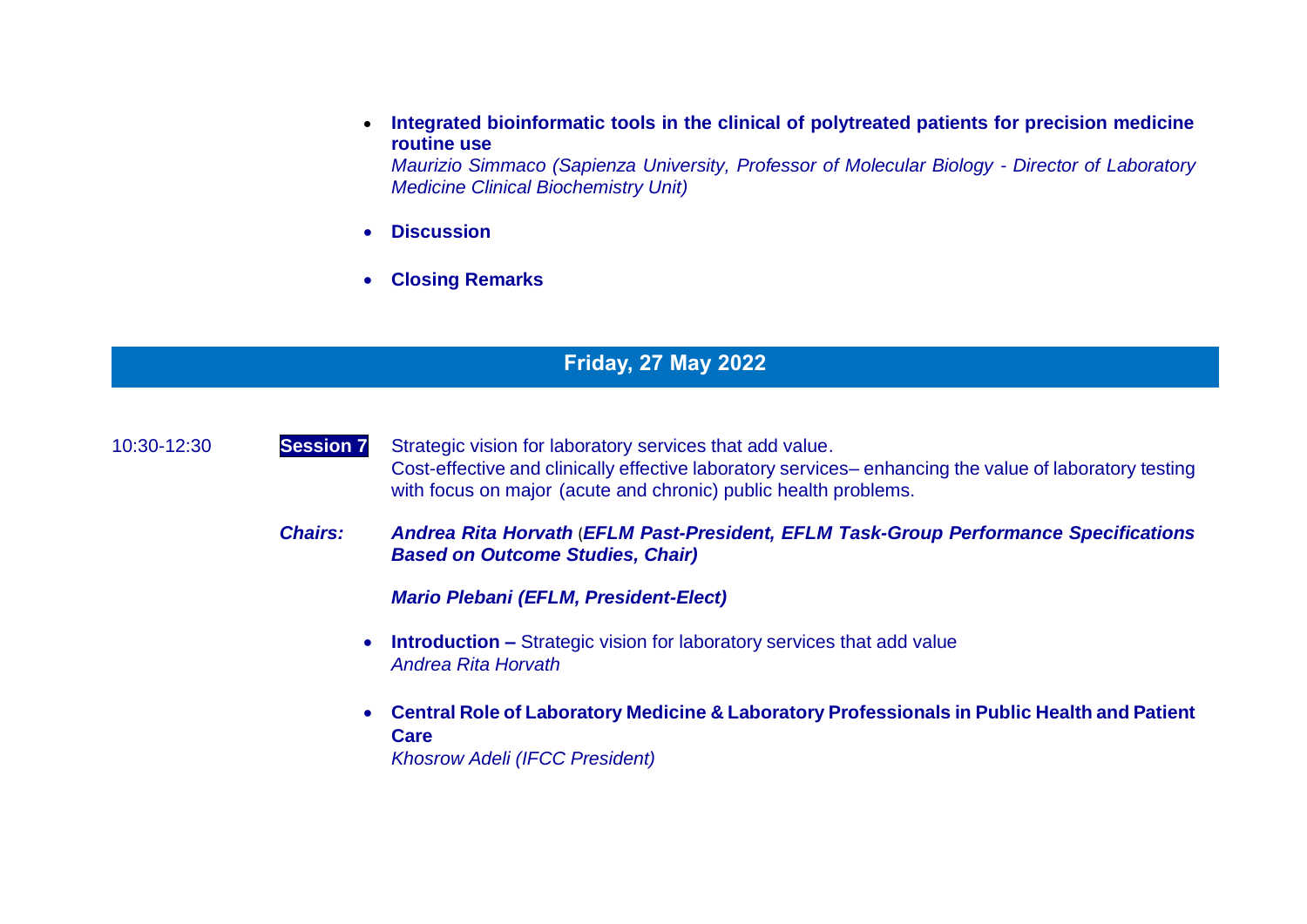- **Integrated bioinformatic tools in the clinical of polytreated patients for precision medicine routine use**
  *Maurizio Simmaco (Sapienza University, Professor of Molecular Biology - Director of Laboratory Medicine Clinical Biochemistry Unit)*

- **Discussion**

- **Closing Remarks**

## Friday, 27 May 2022

10:30-12:30 **Session 7** Strategic vision for laboratory services that add value.
Cost-effective and clinically effective laboratory services– enhancing the value of laboratory testing with focus on major (acute and chronic) public health problems.

***Chairs:*** ***Andrea Rita Horvath*** (***EFLM Past-President, EFLM Task-Group Performance Specifications Based on Outcome Studies, Chair)***

***Mario Plebani (EFLM, President-Elect)***

- **Introduction –** Strategic vision for laboratory services that add value
  *Andrea Rita Horvath*

- **Central Role of Laboratory Medicine & Laboratory Professionals in Public Health and Patient Care**
  *Khosrow Adeli (IFCC President)*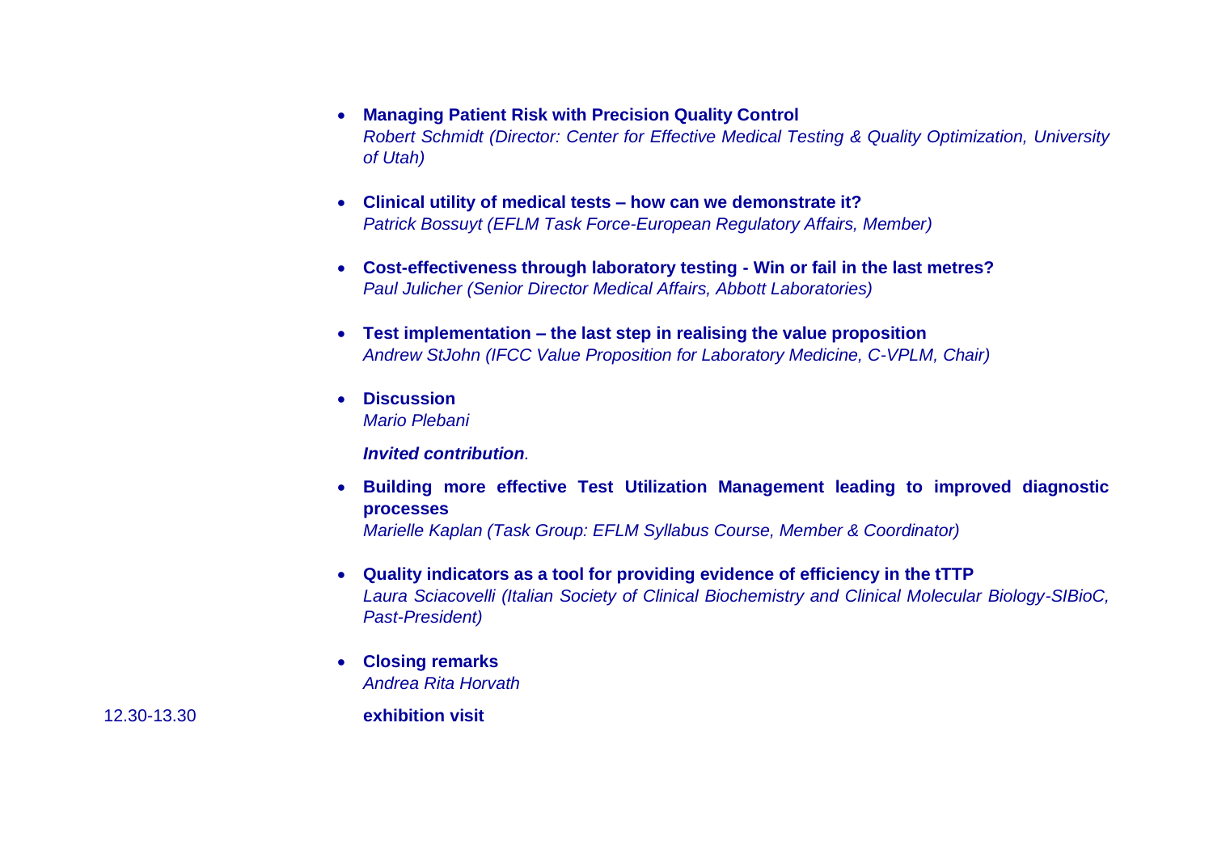- **Managing Patient Risk with Precision Quality Control**
  *Robert Schmidt (Director: Center for Effective Medical Testing & Quality Optimization, University of Utah)*

- **Clinical utility of medical tests – how can we demonstrate it?**
  *Patrick Bossuyt (EFLM Task Force-European Regulatory Affairs, Member)*

- **Cost-effectiveness through laboratory testing - Win or fail in the last metres?**
  *Paul Julicher (Senior Director Medical Affairs, Abbott Laboratories)*

- **Test implementation – the last step in realising the value proposition**
  *Andrew StJohn (IFCC Value Proposition for Laboratory Medicine, C-VPLM, Chair)*

- **Discussion**
  *Mario Plebani*

  ***Invited contribution***.

- **Building more effective Test Utilization Management leading to improved diagnostic processes**
  *Marielle Kaplan (Task Group: EFLM Syllabus Course, Member & Coordinator)*

- **Quality indicators as a tool for providing evidence of efficiency in the tTTP**
  *Laura Sciacovelli (Italian Society of Clinical Biochemistry and Clinical Molecular Biology-SIBioC, Past-President)*

- **Closing remarks**
  *Andrea Rita Horvath*

12.30-13.30 **exhibition visit**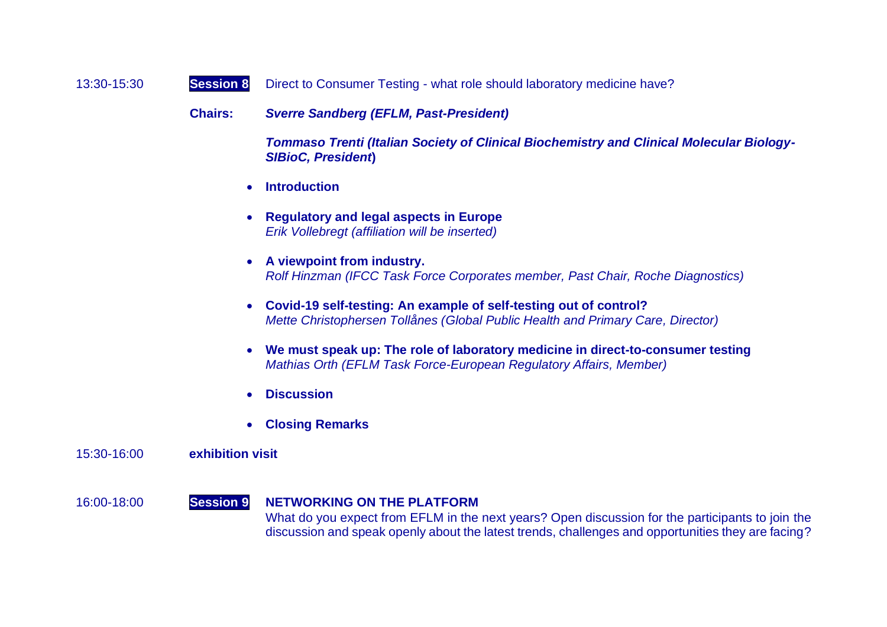13:30-15:30 **Session 8** Direct to Consumer Testing - what role should laboratory medicine have?

**Chairs:** ***Sverre Sandberg (EFLM, Past-President)***

***Tommaso Trenti (Italian Society of Clinical Biochemistry and Clinical Molecular Biology-SIBioC, President*)**

- **Introduction**
- **Regulatory and legal aspects in Europe**
  *Erik Vollebregt (affiliation will be inserted)*
- **A viewpoint from industry.**
  *Rolf Hinzman (IFCC Task Force Corporates member, Past Chair, Roche Diagnostics)*
- **Covid-19 self-testing: An example of self-testing out of control?**
  *Mette Christophersen Tollånes (Global Public Health and Primary Care, Director)*
- **We must speak up: The role of laboratory medicine in direct-to-consumer testing**
  *Mathias Orth (EFLM Task Force-European Regulatory Affairs, Member)*
- **Discussion**
- **Closing Remarks**

15:30-16:00 **exhibition visit**

16:00-18:00 **Session 9** **NETWORKING ON THE PLATFORM**

What do you expect from EFLM in the next years? Open discussion for the participants to join the discussion and speak openly about the latest trends, challenges and opportunities they are facing?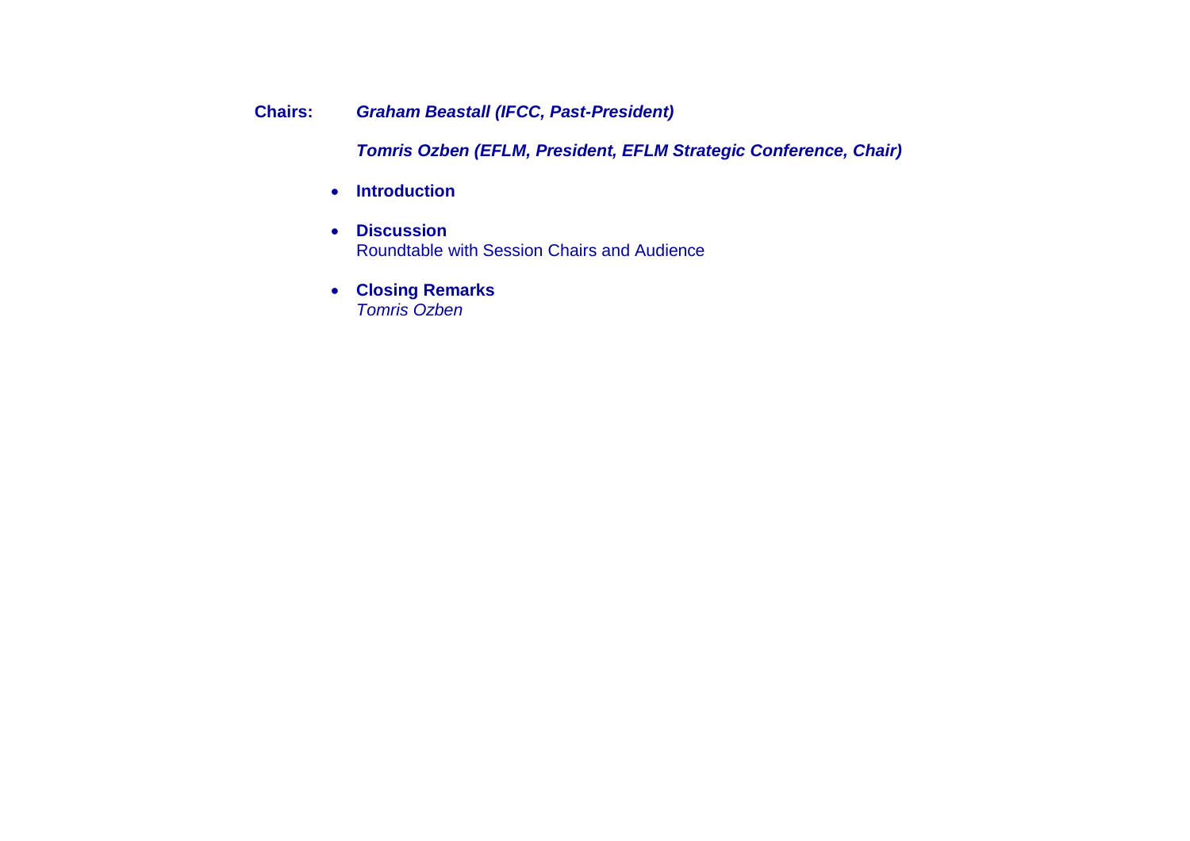**Chairs:** ***Graham Beastall (IFCC, Past-President)***

***Tomris Ozben (EFLM, President, EFLM Strategic Conference, Chair)***

- **Introduction**
- **Discussion**
  Roundtable with Session Chairs and Audience
- **Closing Remarks**
  *Tomris Ozben*